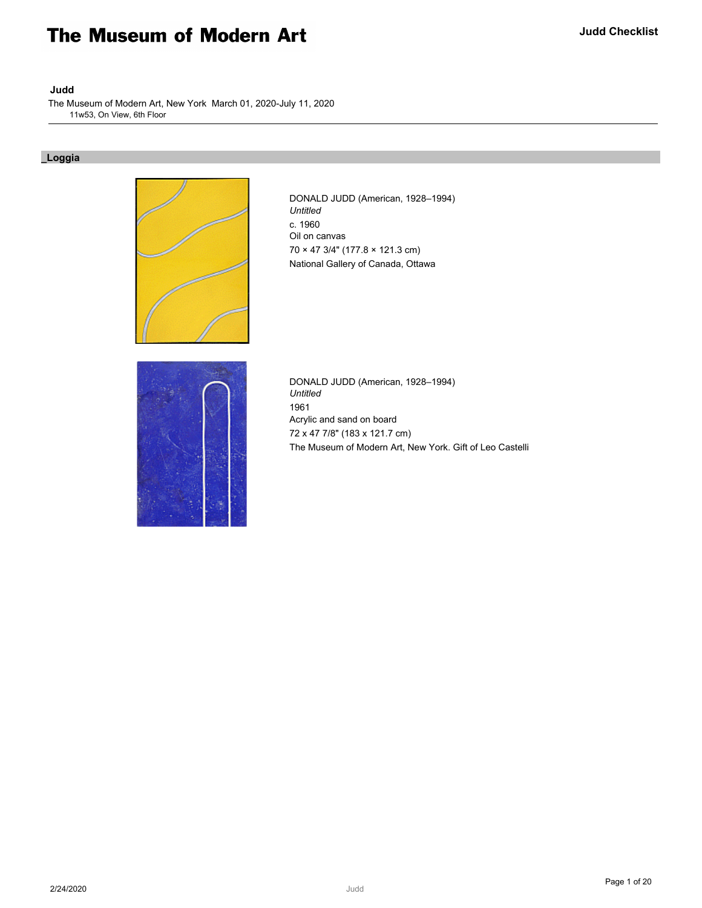# Judd

The Museum of Modern Art, New York  March 01, 2020-July 11, 2020

11w53, On View, 6th Floor

## _Loggia

DONALD JUDD (American, 1928–1994)
*Untitled*
c. 1960
Oil on canvas
70 × 47 3/4" (177.8 × 121.3 cm)
National Gallery of Canada, Ottawa

DONALD JUDD (American, 1928–1994)
*Untitled*
1961
Acrylic and sand on board
72 x 47 7/8" (183 x 121.7 cm)
The Museum of Modern Art, New York. Gift of Leo Castelli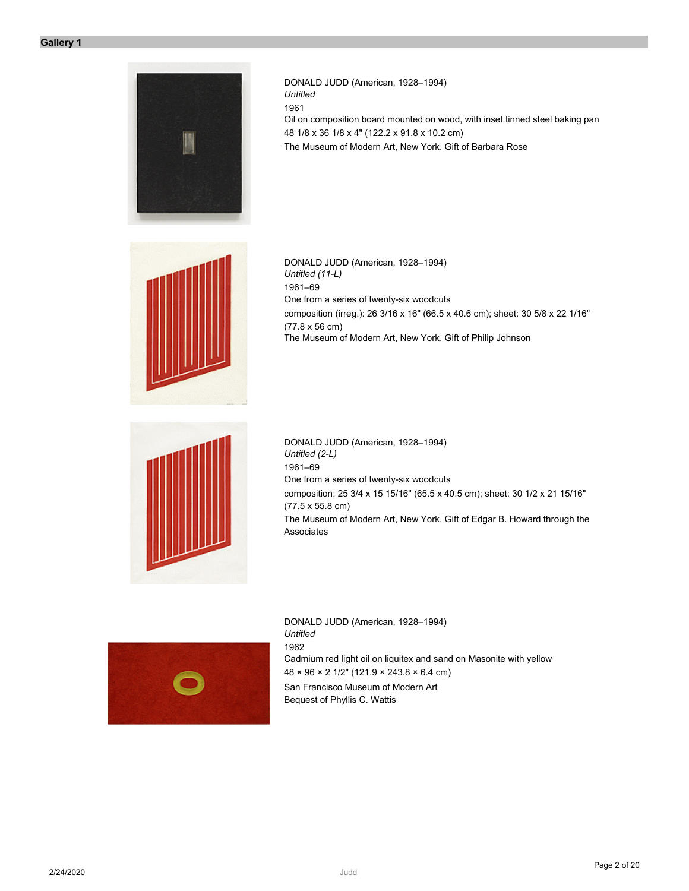## Gallery 1

DONALD JUDD (American, 1928–1994)
*Untitled*
1961
Oil on composition board mounted on wood, with inset tinned steel baking pan
48 1/8 x 36 1/8 x 4" (122.2 x 91.8 x 10.2 cm)
The Museum of Modern Art, New York. Gift of Barbara Rose

DONALD JUDD (American, 1928–1994)
*Untitled (11-L)*
1961–69
One from a series of twenty-six woodcuts
composition (irreg.): 26 3/16 x 16" (66.5 x 40.6 cm); sheet: 30 5/8 x 22 1/16" (77.8 x 56 cm)
The Museum of Modern Art, New York. Gift of Philip Johnson

DONALD JUDD (American, 1928–1994)
*Untitled (2-L)*
1961–69
One from a series of twenty-six woodcuts
composition: 25 3/4 x 15 15/16" (65.5 x 40.5 cm); sheet: 30 1/2 x 21 15/16" (77.5 x 55.8 cm)
The Museum of Modern Art, New York. Gift of Edgar B. Howard through the Associates

DONALD JUDD (American, 1928–1994)
*Untitled*
1962
Cadmium red light oil on liquitex and sand on Masonite with yellow
48 × 96 × 2 1/2" (121.9 × 243.8 × 6.4 cm)
San Francisco Museum of Modern Art
Bequest of Phyllis C. Wattis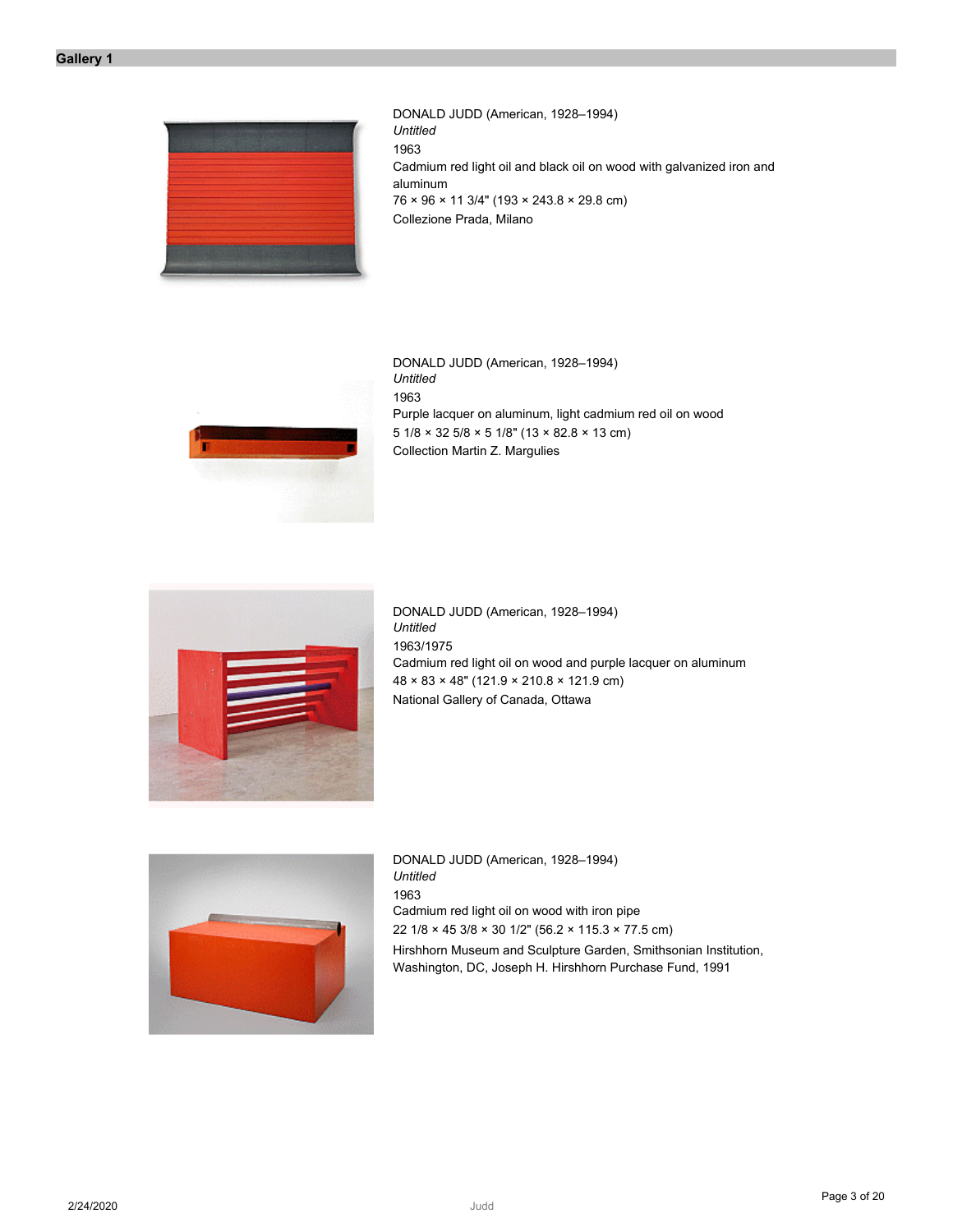## Gallery 1

DONALD JUDD (American, 1928–1994)
*Untitled*
1963
Cadmium red light oil and black oil on wood with galvanized iron and aluminum
76 × 96 × 11 3/4" (193 × 243.8 × 29.8 cm)
Collezione Prada, Milano

DONALD JUDD (American, 1928–1994)
*Untitled*
1963
Purple lacquer on aluminum, light cadmium red oil on wood
5 1/8 × 32 5/8 × 5 1/8" (13 × 82.8 × 13 cm)
Collection Martin Z. Margulies

DONALD JUDD (American, 1928–1994)
*Untitled*
1963/1975
Cadmium red light oil on wood and purple lacquer on aluminum
48 × 83 × 48" (121.9 × 210.8 × 121.9 cm)
National Gallery of Canada, Ottawa

DONALD JUDD (American, 1928–1994)
*Untitled*
1963
Cadmium red light oil on wood with iron pipe
22 1/8 × 45 3/8 × 30 1/2" (56.2 × 115.3 × 77.5 cm)
Hirshhorn Museum and Sculpture Garden, Smithsonian Institution, Washington, DC, Joseph H. Hirshhorn Purchase Fund, 1991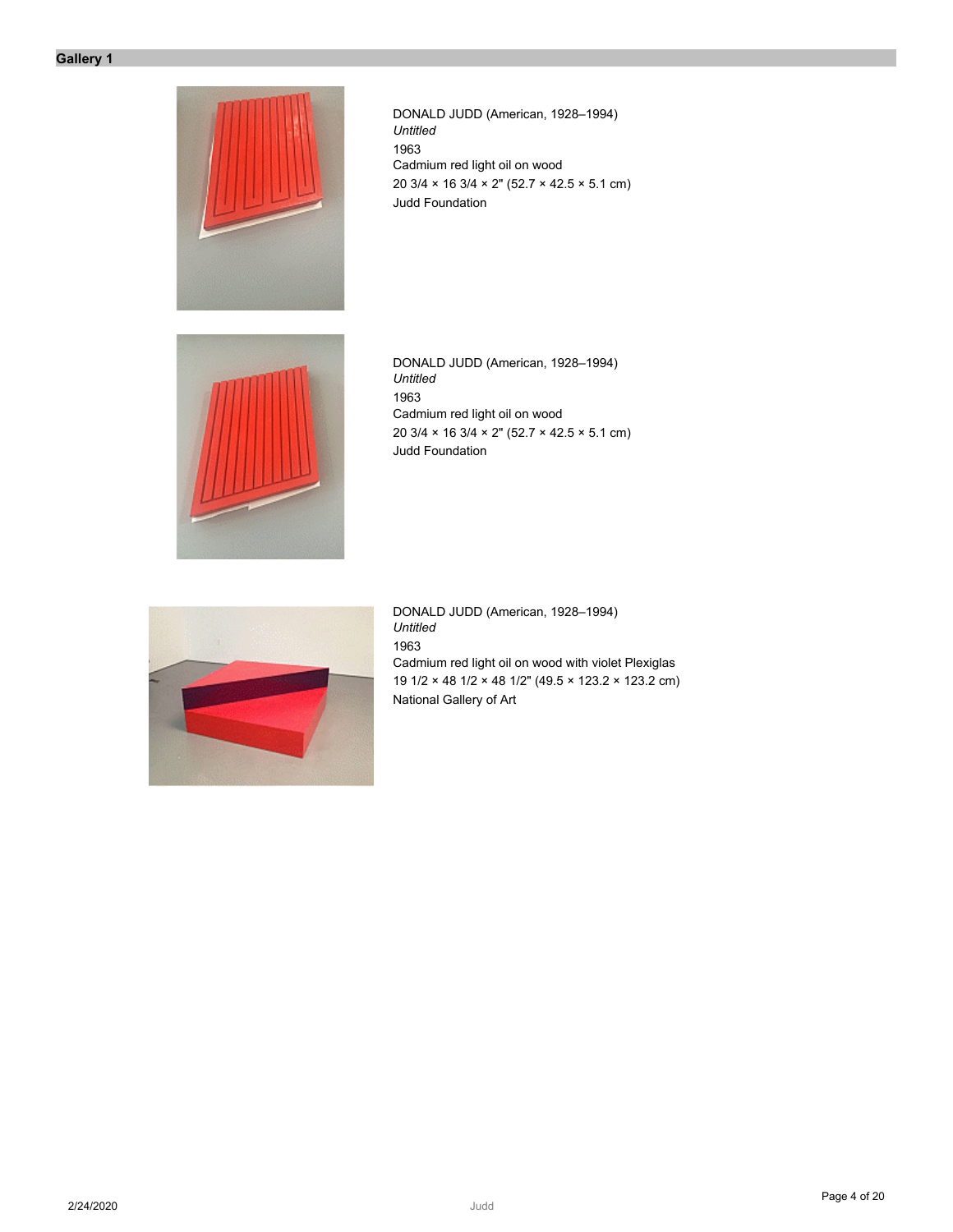## Gallery 1

DONALD JUDD (American, 1928–1994)
*Untitled*
1963
Cadmium red light oil on wood
20 3/4 × 16 3/4 × 2" (52.7 × 42.5 × 5.1 cm)
Judd Foundation

DONALD JUDD (American, 1928–1994)
*Untitled*
1963
Cadmium red light oil on wood
20 3/4 × 16 3/4 × 2" (52.7 × 42.5 × 5.1 cm)
Judd Foundation

DONALD JUDD (American, 1928–1994)
*Untitled*
1963
Cadmium red light oil on wood with violet Plexiglas
19 1/2 × 48 1/2 × 48 1/2" (49.5 × 123.2 × 123.2 cm)
National Gallery of Art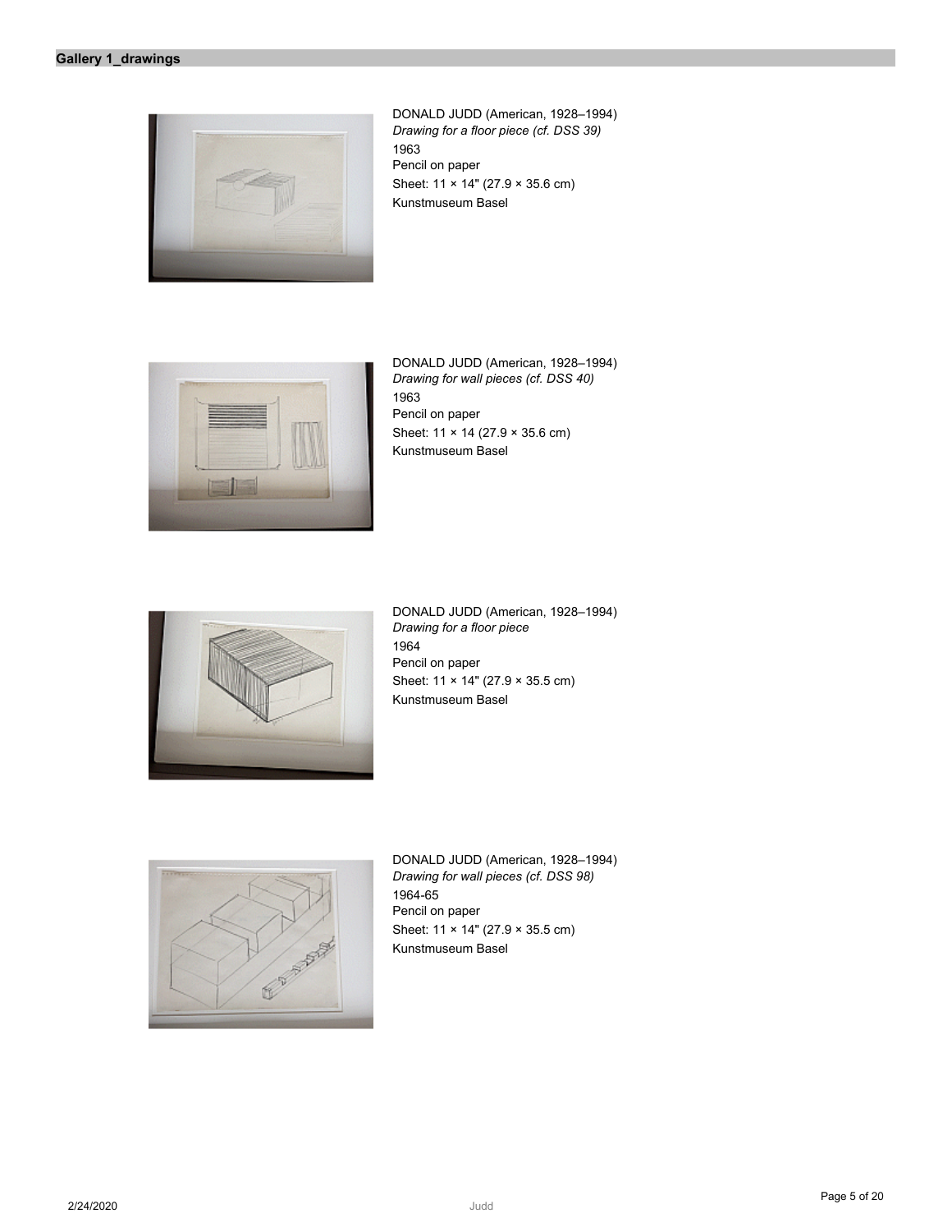## Gallery 1_drawings

DONALD JUDD (American, 1928–1994)
*Drawing for a floor piece (cf. DSS 39)*
1963
Pencil on paper
Sheet: 11 × 14" (27.9 × 35.6 cm)
Kunstmuseum Basel

DONALD JUDD (American, 1928–1994)
*Drawing for wall pieces (cf. DSS 40)*
1963
Pencil on paper
Sheet: 11 × 14 (27.9 × 35.6 cm)
Kunstmuseum Basel

DONALD JUDD (American, 1928–1994)
*Drawing for a floor piece*
1964
Pencil on paper
Sheet: 11 × 14" (27.9 × 35.5 cm)
Kunstmuseum Basel

DONALD JUDD (American, 1928–1994)
*Drawing for wall pieces (cf. DSS 98)*
1964-65
Pencil on paper
Sheet: 11 × 14" (27.9 × 35.5 cm)
Kunstmuseum Basel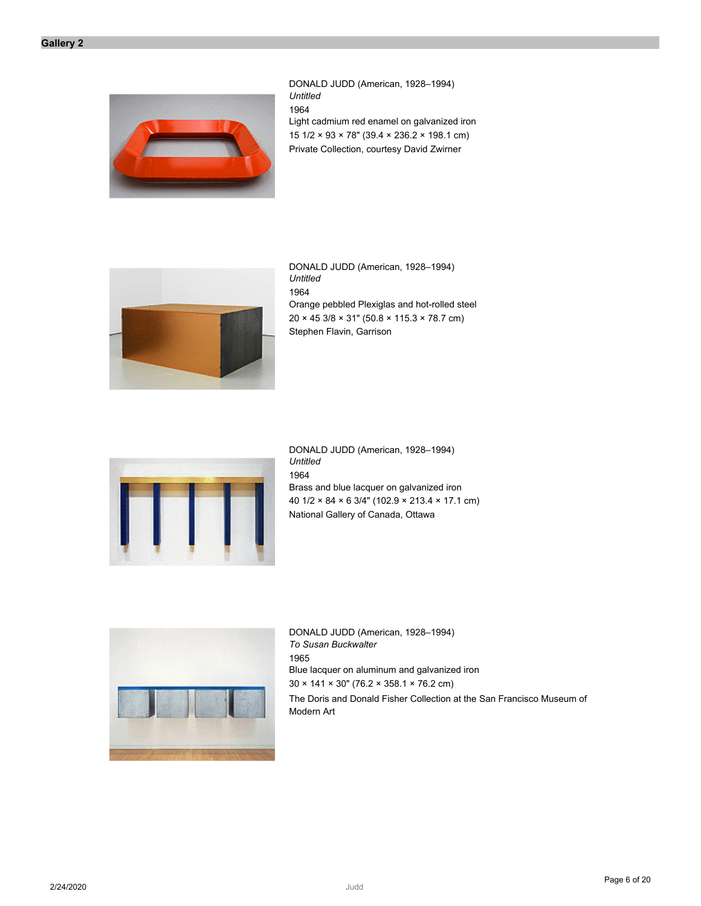## Gallery 2

DONALD JUDD (American, 1928–1994)
*Untitled*
1964
Light cadmium red enamel on galvanized iron
15 1/2 × 93 × 78" (39.4 × 236.2 × 198.1 cm)
Private Collection, courtesy David Zwirner

DONALD JUDD (American, 1928–1994)
*Untitled*
1964
Orange pebbled Plexiglas and hot-rolled steel
20 × 45 3/8 × 31" (50.8 × 115.3 × 78.7 cm)
Stephen Flavin, Garrison

DONALD JUDD (American, 1928–1994)
*Untitled*
1964
Brass and blue lacquer on galvanized iron
40 1/2 × 84 × 6 3/4" (102.9 × 213.4 × 17.1 cm)
National Gallery of Canada, Ottawa

DONALD JUDD (American, 1928–1994)
*To Susan Buckwalter*
1965
Blue lacquer on aluminum and galvanized iron
30 × 141 × 30" (76.2 × 358.1 × 76.2 cm)
The Doris and Donald Fisher Collection at the San Francisco Museum of Modern Art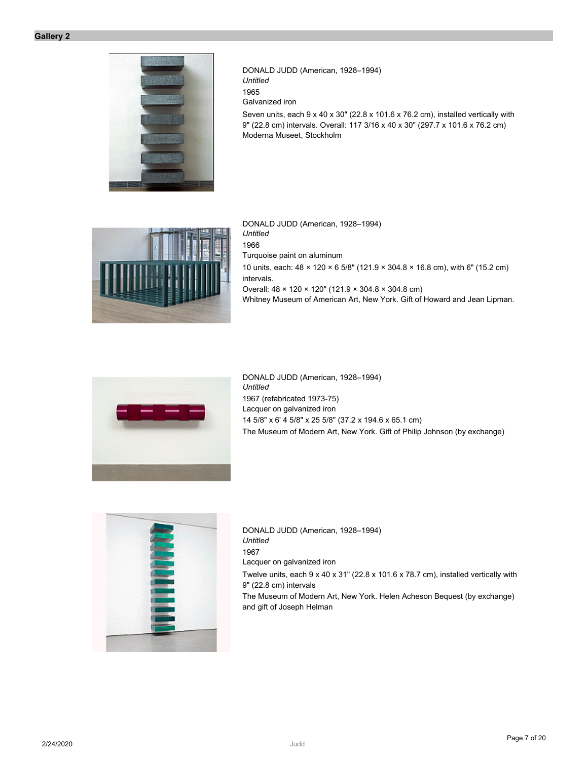## Gallery 2

DONALD JUDD (American, 1928–1994)
*Untitled*
1965
Galvanized iron
Seven units, each 9 x 40 x 30" (22.8 x 101.6 x 76.2 cm), installed vertically with 9" (22.8 cm) intervals. Overall: 117 3/16 x 40 x 30" (297.7 x 101.6 x 76.2 cm)
Moderna Museet, Stockholm

DONALD JUDD (American, 1928–1994)
*Untitled*
1966
Turquoise paint on aluminum
10 units, each: 48 × 120 × 6 5/8" (121.9 × 304.8 × 16.8 cm), with 6" (15.2 cm) intervals.
Overall: 48 × 120 × 120" (121.9 × 304.8 × 304.8 cm)
Whitney Museum of American Art, New York. Gift of Howard and Jean Lipman.

DONALD JUDD (American, 1928–1994)
*Untitled*
1967 (refabricated 1973-75)
Lacquer on galvanized iron
14 5/8" x 6' 4 5/8" x 25 5/8" (37.2 x 194.6 x 65.1 cm)
The Museum of Modern Art, New York. Gift of Philip Johnson (by exchange)

DONALD JUDD (American, 1928–1994)
*Untitled*
1967
Lacquer on galvanized iron
Twelve units, each 9 x 40 x 31" (22.8 x 101.6 x 78.7 cm), installed vertically with 9" (22.8 cm) intervals
The Museum of Modern Art, New York. Helen Acheson Bequest (by exchange) and gift of Joseph Helman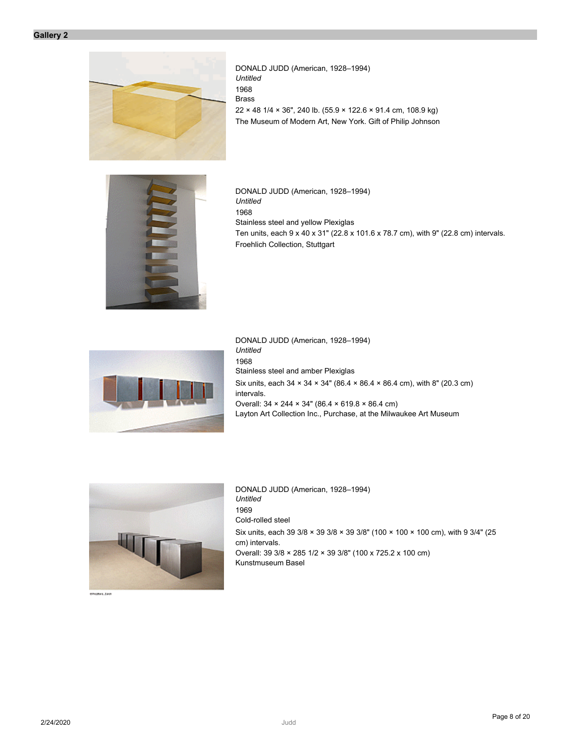## Gallery 2

DONALD JUDD (American, 1928–1994)
*Untitled*
1968
Brass
22 × 48 1/4 × 36", 240 lb. (55.9 × 122.6 × 91.4 cm, 108.9 kg)
The Museum of Modern Art, New York. Gift of Philip Johnson

DONALD JUDD (American, 1928–1994)
*Untitled*
1968
Stainless steel and yellow Plexiglas
Ten units, each 9 x 40 x 31" (22.8 x 101.6 x 78.7 cm), with 9" (22.8 cm) intervals.
Froehlich Collection, Stuttgart

DONALD JUDD (American, 1928–1994)
*Untitled*
1968
Stainless steel and amber Plexiglas
Six units, each 34 × 34 × 34" (86.4 × 86.4 × 86.4 cm), with 8" (20.3 cm) intervals.
Overall: 34 × 244 × 34" (86.4 × 619.8 × 86.4 cm)
Layton Art Collection Inc., Purchase, at the Milwaukee Art Museum

DONALD JUDD (American, 1928–1994)
*Untitled*
1969
Cold-rolled steel
Six units, each 39 3/8 × 39 3/8 × 39 3/8" (100 × 100 × 100 cm), with 9 3/4" (25 cm) intervals.
Overall: 39 3/8 × 285 1/2 × 39 3/8" (100 x 725.2 x 100 cm)
Kunstmuseum Basel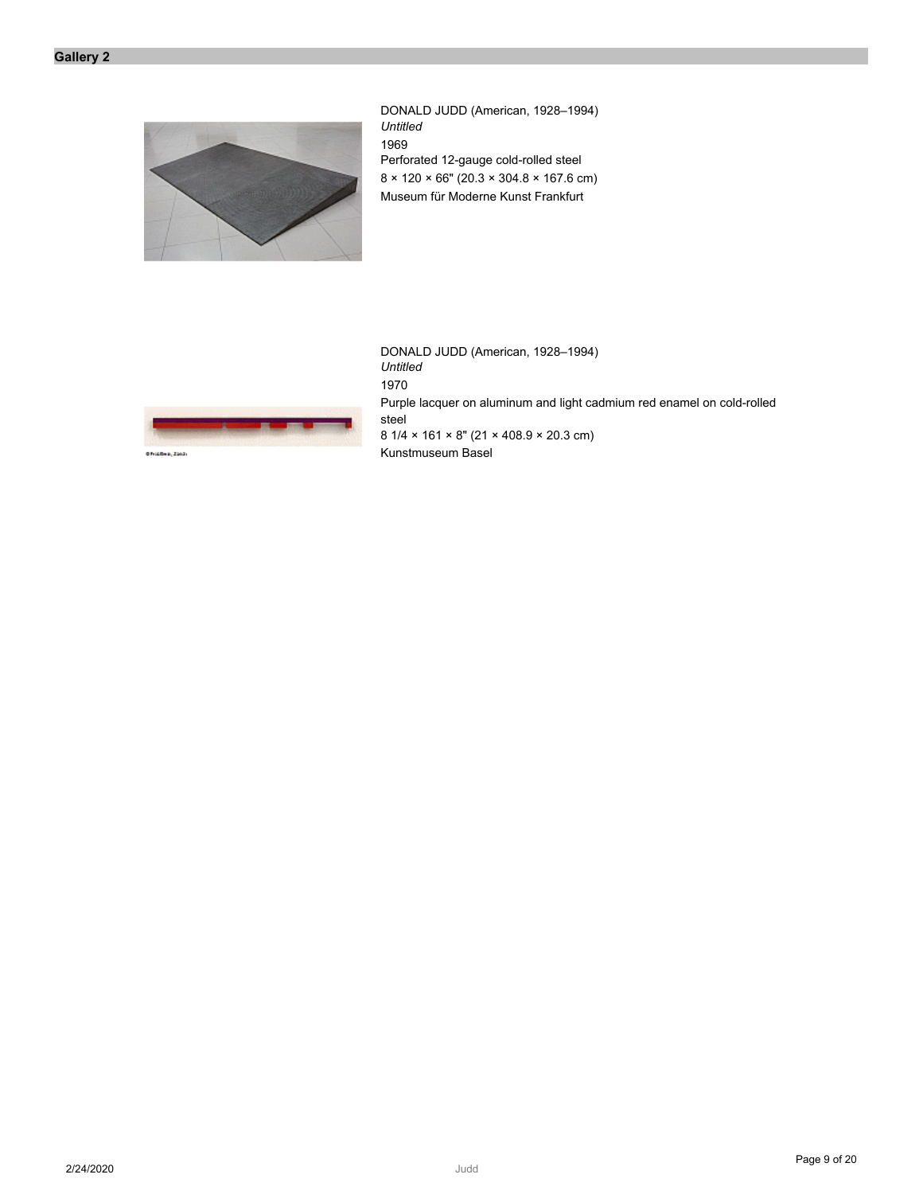## Gallery 2

DONALD JUDD (American, 1928–1994)
*Untitled*
1969
Perforated 12-gauge cold-rolled steel
8 × 120 × 66" (20.3 × 304.8 × 167.6 cm)
Museum für Moderne Kunst Frankfurt

DONALD JUDD (American, 1928–1994)
*Untitled*
1970
Purple lacquer on aluminum and light cadmium red enamel on cold-rolled steel
8 1/4 × 161 × 8" (21 × 408.9 × 20.3 cm)
Kunstmuseum Basel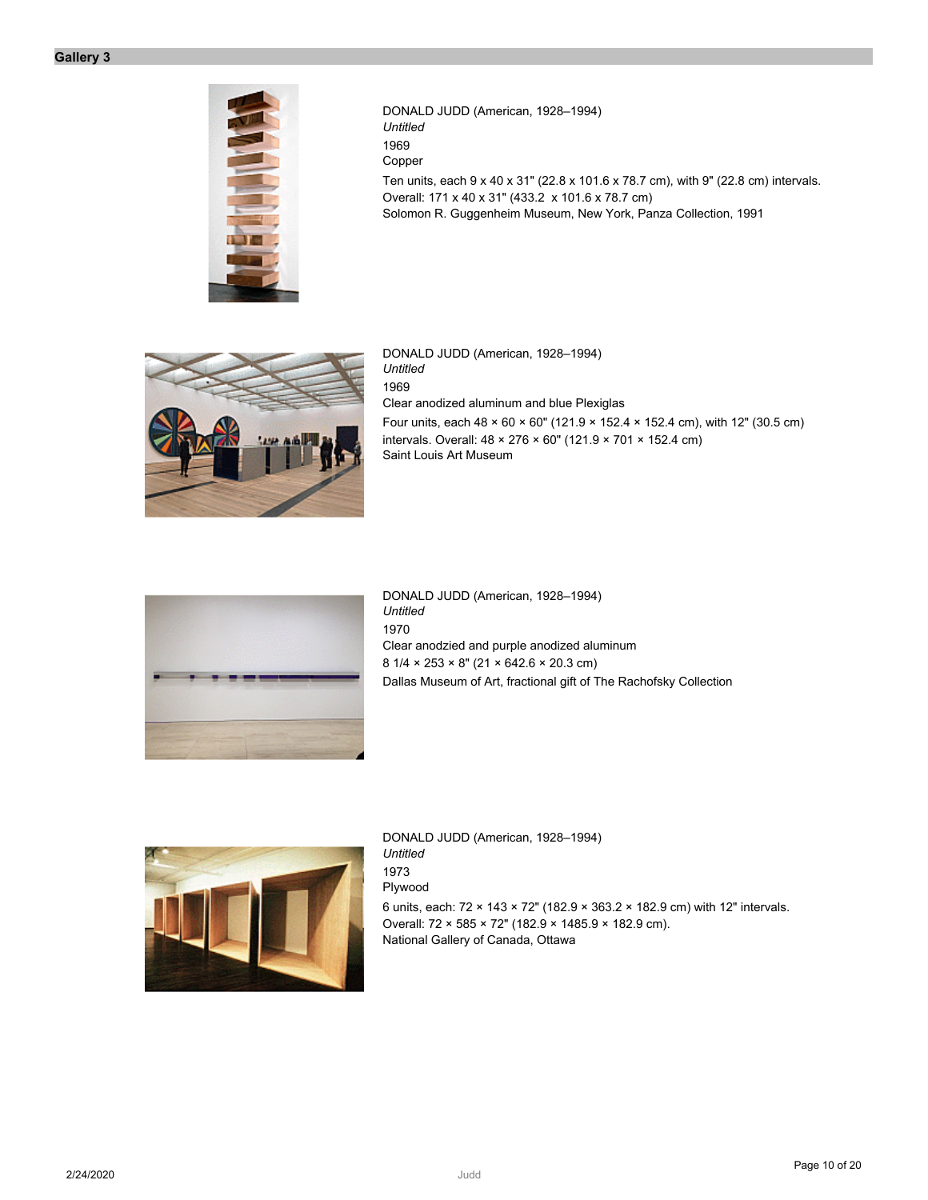## Gallery 3

DONALD JUDD (American, 1928–1994)
*Untitled*
1969
Copper
Ten units, each 9 x 40 x 31" (22.8 x 101.6 x 78.7 cm), with 9" (22.8 cm) intervals.
Overall: 171 x 40 x 31" (433.2 x 101.6 x 78.7 cm)
Solomon R. Guggenheim Museum, New York, Panza Collection, 1991

DONALD JUDD (American, 1928–1994)
*Untitled*
1969
Clear anodized aluminum and blue Plexiglas
Four units, each 48 × 60 × 60" (121.9 × 152.4 × 152.4 cm), with 12" (30.5 cm) intervals. Overall: 48 × 276 × 60" (121.9 × 701 × 152.4 cm)
Saint Louis Art Museum

DONALD JUDD (American, 1928–1994)
*Untitled*
1970
Clear anodzied and purple anodized aluminum
8 1/4 × 253 × 8" (21 × 642.6 × 20.3 cm)
Dallas Museum of Art, fractional gift of The Rachofsky Collection

DONALD JUDD (American, 1928–1994)
*Untitled*
1973
Plywood
6 units, each: 72 × 143 × 72" (182.9 × 363.2 × 182.9 cm) with 12" intervals.
Overall: 72 × 585 × 72" (182.9 × 1485.9 × 182.9 cm).
National Gallery of Canada, Ottawa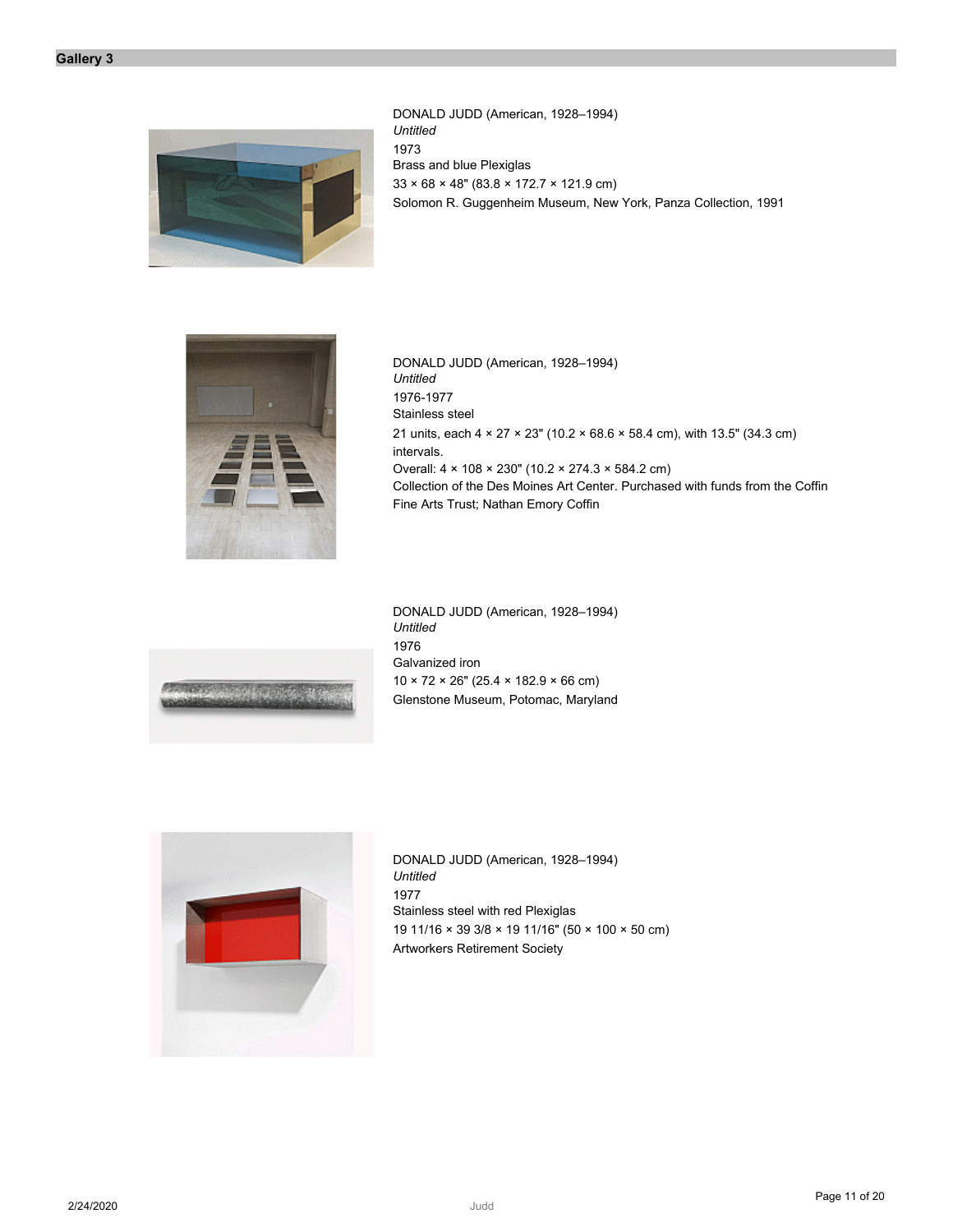## Gallery 3

DONALD JUDD (American, 1928–1994)
*Untitled*
1973
Brass and blue Plexiglas
33 × 68 × 48" (83.8 × 172.7 × 121.9 cm)
Solomon R. Guggenheim Museum, New York, Panza Collection, 1991

DONALD JUDD (American, 1928–1994)
*Untitled*
1976-1977
Stainless steel
21 units, each 4 × 27 × 23" (10.2 × 68.6 × 58.4 cm), with 13.5" (34.3 cm) intervals.
Overall: 4 × 108 × 230" (10.2 × 274.3 × 584.2 cm)
Collection of the Des Moines Art Center. Purchased with funds from the Coffin Fine Arts Trust; Nathan Emory Coffin

DONALD JUDD (American, 1928–1994)
*Untitled*
1976
Galvanized iron
10 × 72 × 26" (25.4 × 182.9 × 66 cm)
Glenstone Museum, Potomac, Maryland

DONALD JUDD (American, 1928–1994)
*Untitled*
1977
Stainless steel with red Plexiglas
19 11/16 × 39 3/8 × 19 11/16" (50 × 100 × 50 cm)
Artworkers Retirement Society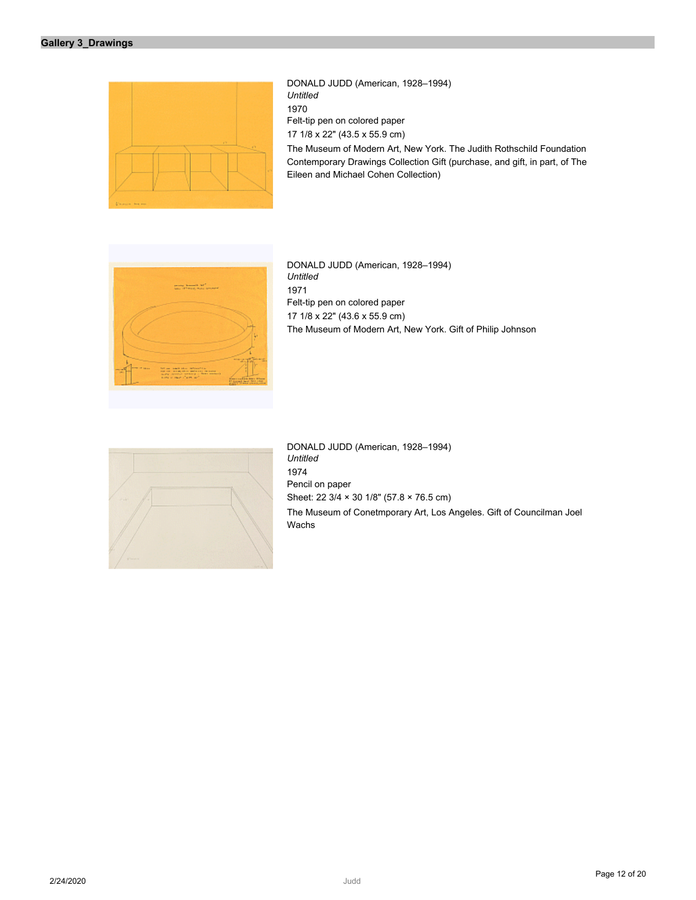## Gallery 3_Drawings

DONALD JUDD (American, 1928–1994)
*Untitled*
1970
Felt-tip pen on colored paper
17 1/8 x 22" (43.5 x 55.9 cm)
The Museum of Modern Art, New York. The Judith Rothschild Foundation Contemporary Drawings Collection Gift (purchase, and gift, in part, of The Eileen and Michael Cohen Collection)

DONALD JUDD (American, 1928–1994)
*Untitled*
1971
Felt-tip pen on colored paper
17 1/8 x 22" (43.6 x 55.9 cm)
The Museum of Modern Art, New York. Gift of Philip Johnson

DONALD JUDD (American, 1928–1994)
*Untitled*
1974
Pencil on paper
Sheet: 22 3/4 × 30 1/8" (57.8 × 76.5 cm)
The Museum of Conetmporary Art, Los Angeles. Gift of Councilman Joel Wachs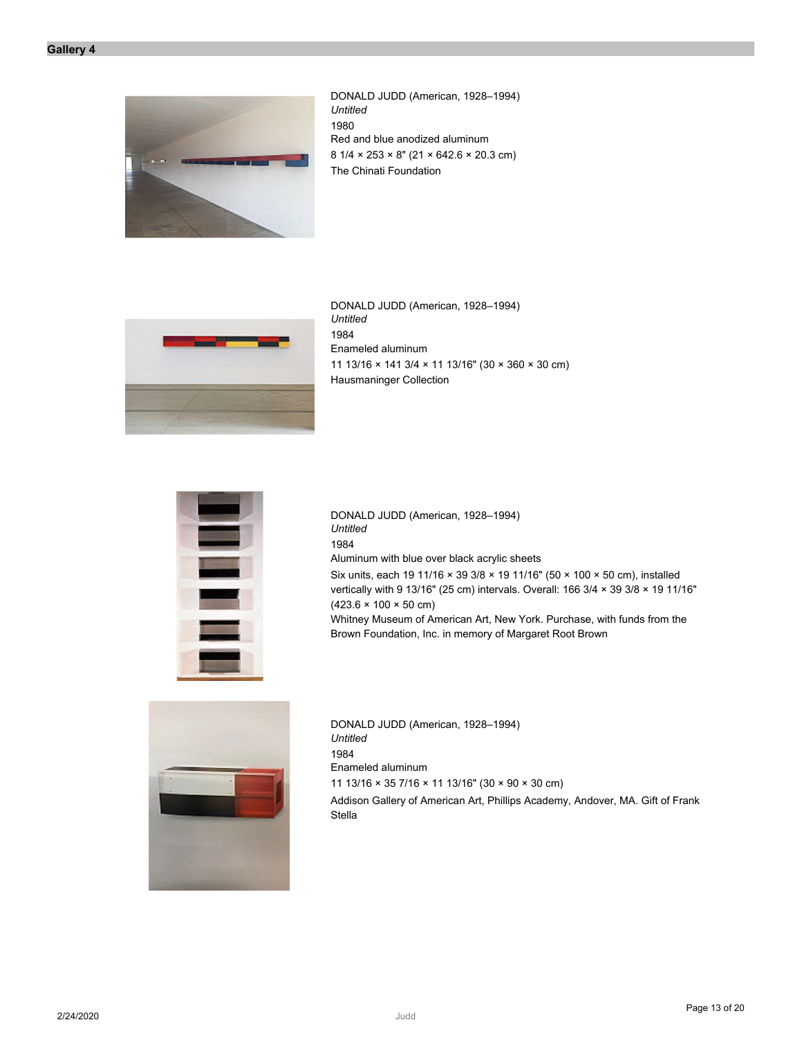## Gallery 4

DONALD JUDD (American, 1928–1994)
*Untitled*
1980
Red and blue anodized aluminum
8 1/4 × 253 × 8" (21 × 642.6 × 20.3 cm)
The Chinati Foundation

DONALD JUDD (American, 1928–1994)
*Untitled*
1984
Enameled aluminum
11 13/16 × 141 3/4 × 11 13/16" (30 × 360 × 30 cm)
Hausmaninger Collection

DONALD JUDD (American, 1928–1994)
*Untitled*
1984
Aluminum with blue over black acrylic sheets
Six units, each 19 11/16 × 39 3/8 × 19 11/16" (50 × 100 × 50 cm), installed vertically with 9 13/16" (25 cm) intervals. Overall: 166 3/4 × 39 3/8 × 19 11/16" (423.6 × 100 × 50 cm)
Whitney Museum of American Art, New York. Purchase, with funds from the Brown Foundation, Inc. in memory of Margaret Root Brown

DONALD JUDD (American, 1928–1994)
*Untitled*
1984
Enameled aluminum
11 13/16 × 35 7/16 × 11 13/16" (30 × 90 × 30 cm)
Addison Gallery of American Art, Phillips Academy, Andover, MA. Gift of Frank Stella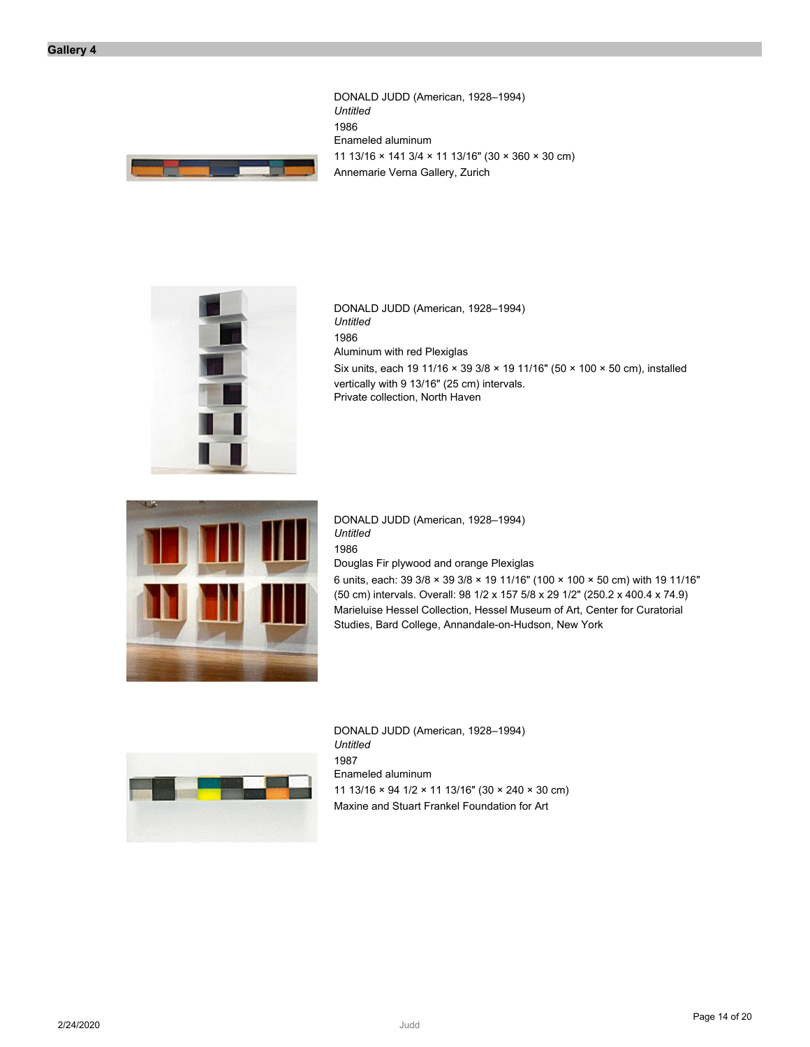## Gallery 4

DONALD JUDD (American, 1928–1994)
*Untitled*
1986
Enameled aluminum
11 13/16 × 141 3/4 × 11 13/16" (30 × 360 × 30 cm)
Annemarie Verna Gallery, Zurich

DONALD JUDD (American, 1928–1994)
*Untitled*
1986
Aluminum with red Plexiglas
Six units, each 19 11/16 × 39 3/8 × 19 11/16" (50 × 100 × 50 cm), installed vertically with 9 13/16" (25 cm) intervals.
Private collection, North Haven

DONALD JUDD (American, 1928–1994)
*Untitled*
1986
Douglas Fir plywood and orange Plexiglas
6 units, each: 39 3/8 × 39 3/8 × 19 11/16" (100 × 100 × 50 cm) with 19 11/16" (50 cm) intervals. Overall: 98 1/2 x 157 5/8 x 29 1/2" (250.2 x 400.4 x 74.9)
Marieluise Hessel Collection, Hessel Museum of Art, Center for Curatorial Studies, Bard College, Annandale-on-Hudson, New York

DONALD JUDD (American, 1928–1994)
*Untitled*
1987
Enameled aluminum
11 13/16 × 94 1/2 × 11 13/16" (30 × 240 × 30 cm)
Maxine and Stuart Frankel Foundation for Art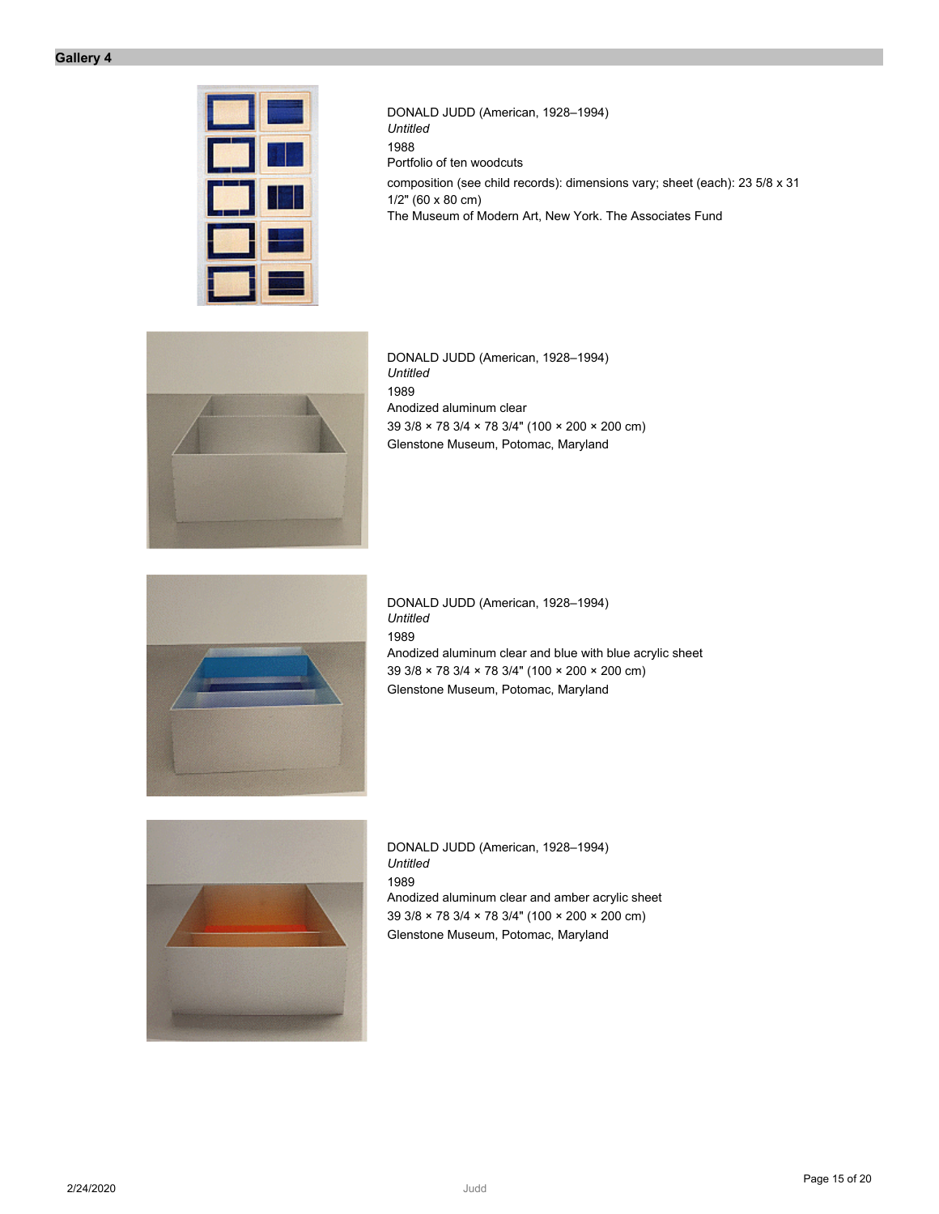## Gallery 4

DONALD JUDD (American, 1928–1994)
*Untitled*
1988
Portfolio of ten woodcuts
composition (see child records): dimensions vary; sheet (each): 23 5/8 x 31 1/2" (60 x 80 cm)
The Museum of Modern Art, New York. The Associates Fund

DONALD JUDD (American, 1928–1994)
*Untitled*
1989
Anodized aluminum clear
39 3/8 × 78 3/4 × 78 3/4" (100 × 200 × 200 cm)
Glenstone Museum, Potomac, Maryland

DONALD JUDD (American, 1928–1994)
*Untitled*
1989
Anodized aluminum clear and blue with blue acrylic sheet
39 3/8 × 78 3/4 × 78 3/4" (100 × 200 × 200 cm)
Glenstone Museum, Potomac, Maryland

DONALD JUDD (American, 1928–1994)
*Untitled*
1989
Anodized aluminum clear and amber acrylic sheet
39 3/8 × 78 3/4 × 78 3/4" (100 × 200 × 200 cm)
Glenstone Museum, Potomac, Maryland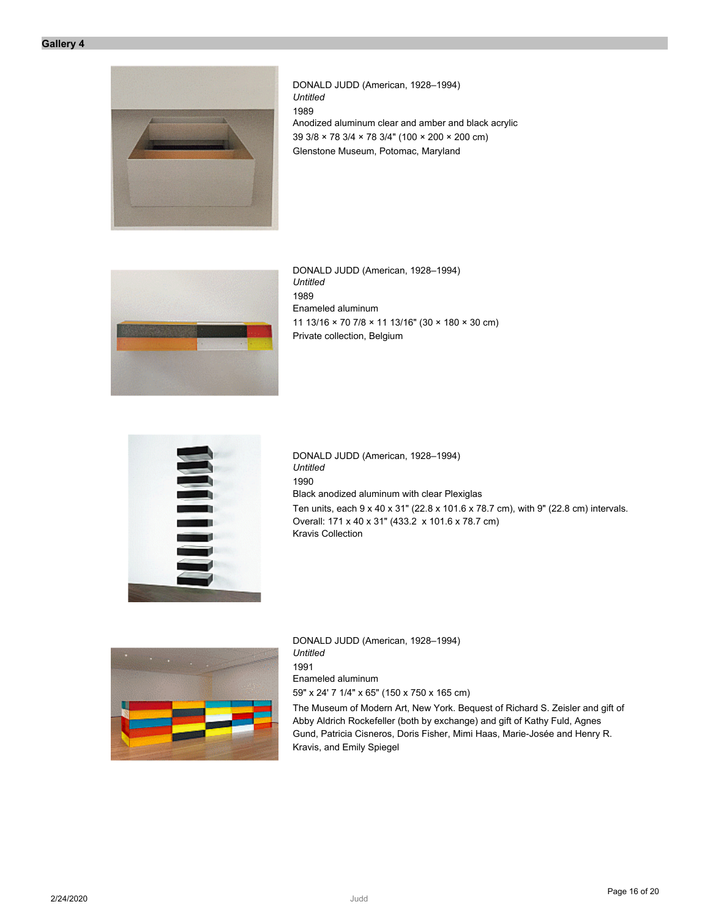## Gallery 4

DONALD JUDD (American, 1928–1994)
*Untitled*
1989
Anodized aluminum clear and amber and black acrylic
39 3/8 × 78 3/4 × 78 3/4" (100 × 200 × 200 cm)
Glenstone Museum, Potomac, Maryland

DONALD JUDD (American, 1928–1994)
*Untitled*
1989
Enameled aluminum
11 13/16 × 70 7/8 × 11 13/16" (30 × 180 × 30 cm)
Private collection, Belgium

DONALD JUDD (American, 1928–1994)
*Untitled*
1990
Black anodized aluminum with clear Plexiglas
Ten units, each 9 x 40 x 31" (22.8 x 101.6 x 78.7 cm), with 9" (22.8 cm) intervals.
Overall: 171 x 40 x 31" (433.2 x 101.6 x 78.7 cm)
Kravis Collection

DONALD JUDD (American, 1928–1994)
*Untitled*
1991
Enameled aluminum
59" x 24' 7 1/4" x 65" (150 x 750 x 165 cm)
The Museum of Modern Art, New York. Bequest of Richard S. Zeisler and gift of Abby Aldrich Rockefeller (both by exchange) and gift of Kathy Fuld, Agnes Gund, Patricia Cisneros, Doris Fisher, Mimi Haas, Marie-Josée and Henry R. Kravis, and Emily Spiegel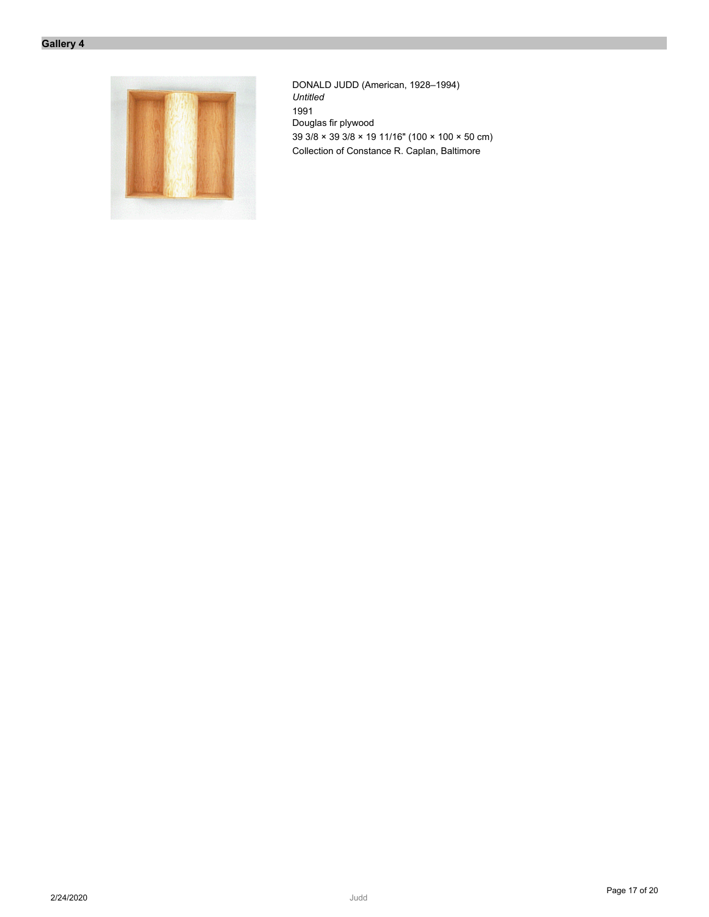## Gallery 4

DONALD JUDD (American, 1928–1994)
*Untitled*
1991
Douglas fir plywood
39 3/8 × 39 3/8 × 19 11/16" (100 × 100 × 50 cm)
Collection of Constance R. Caplan, Baltimore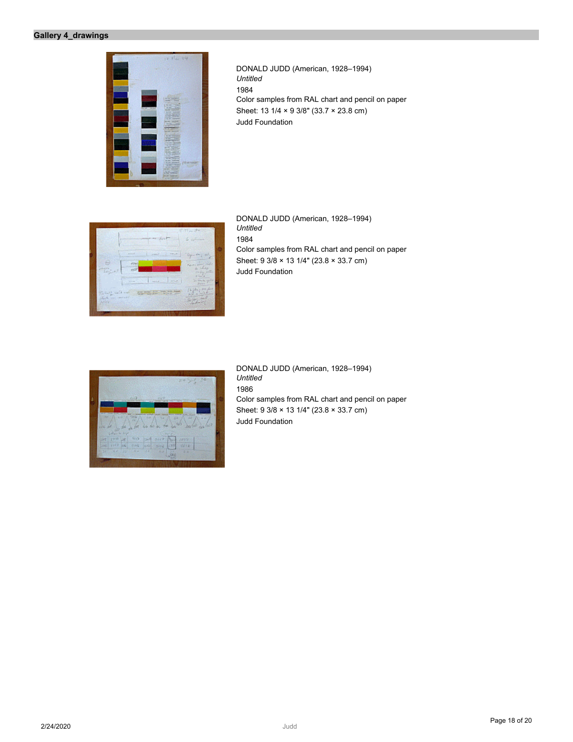## Gallery 4_drawings

DONALD JUDD (American, 1928–1994)
*Untitled*
1984
Color samples from RAL chart and pencil on paper
Sheet: 13 1/4 × 9 3/8" (33.7 × 23.8 cm)
Judd Foundation

DONALD JUDD (American, 1928–1994)
*Untitled*
1984
Color samples from RAL chart and pencil on paper
Sheet: 9 3/8 × 13 1/4" (23.8 × 33.7 cm)
Judd Foundation

DONALD JUDD (American, 1928–1994)
*Untitled*
1986
Color samples from RAL chart and pencil on paper
Sheet: 9 3/8 × 13 1/4" (23.8 × 33.7 cm)
Judd Foundation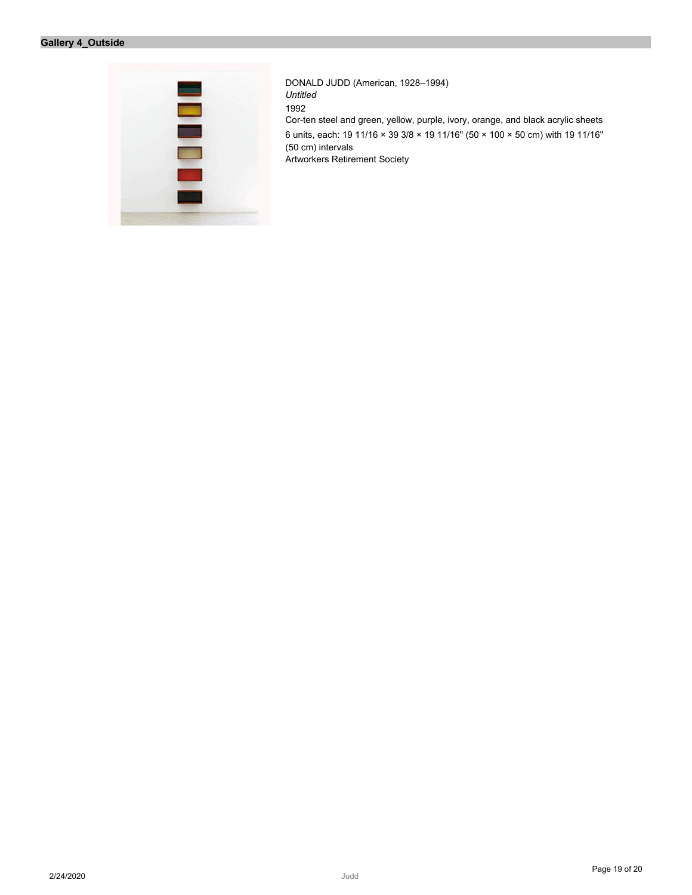## Gallery 4_Outside

DONALD JUDD (American, 1928–1994)
*Untitled*
1992
Cor-ten steel and green, yellow, purple, ivory, orange, and black acrylic sheets
6 units, each: 19 11/16 × 39 3/8 × 19 11/16" (50 × 100 × 50 cm) with 19 11/16" (50 cm) intervals
Artworkers Retirement Society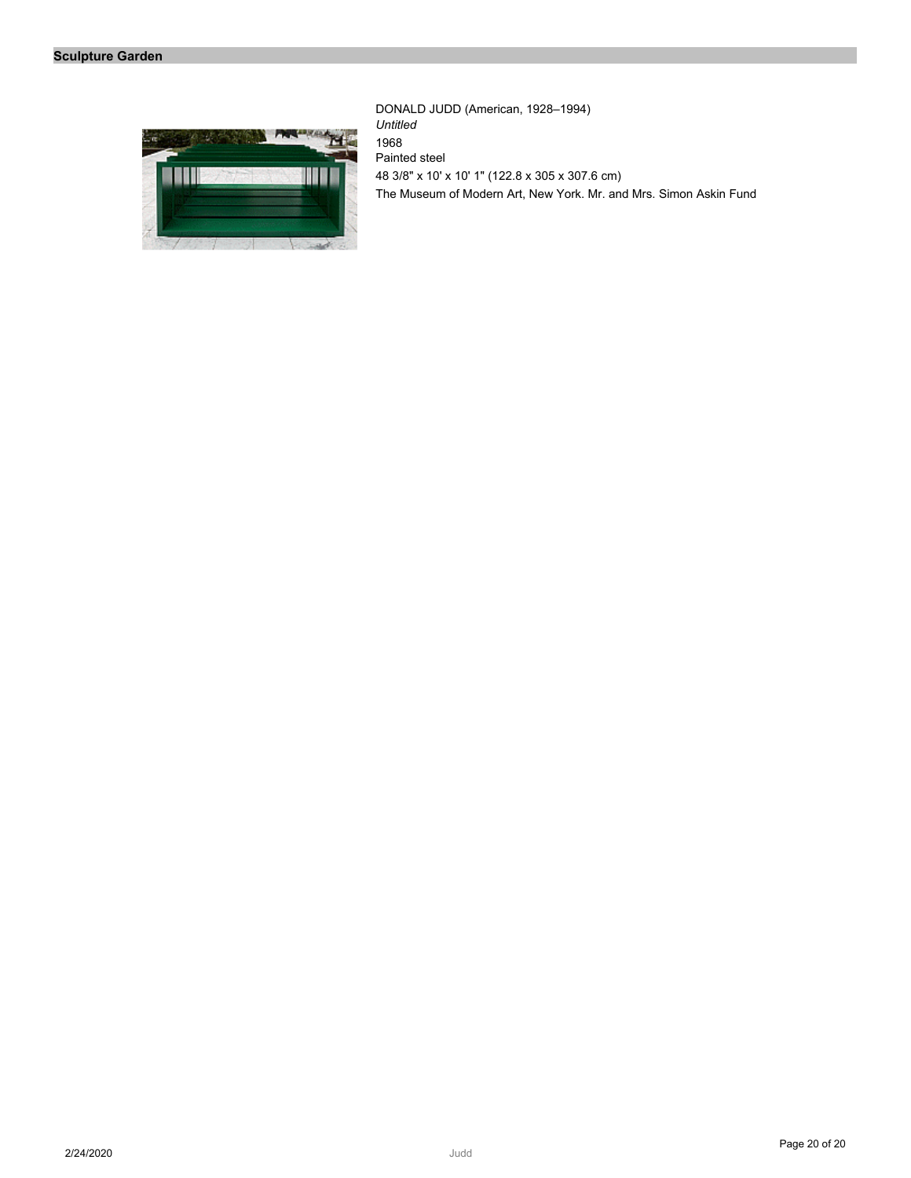## Sculpture Garden

DONALD JUDD (American, 1928–1994)
*Untitled*
1968
Painted steel
48 3/8" x 10' x 10' 1" (122.8 x 305 x 307.6 cm)
The Museum of Modern Art, New York. Mr. and Mrs. Simon Askin Fund